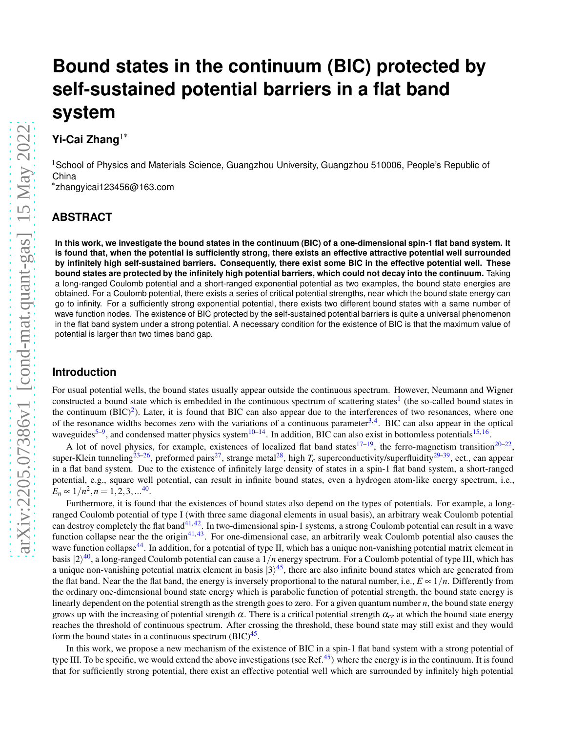# Bound states in the continuum (BIC) protected by self-sustained potential barriers in a flat band system

**Yi-Cai Zhang**[1*]

[1]School of Physics and Materials Science, Guangzhou University, Guangzhou 510006, People's Republic of China
[*]zhangyicai123456@163.com

## ABSTRACT

**In this work, we investigate the bound states in the continuum (BIC) of a one-dimensional spin-1 flat band system. It is found that, when the potential is sufficiently strong, there exists an effective attractive potential well surrounded by infinitely high self-sustained barriers. Consequently, there exist some BIC in the effective potential well. These bound states are protected by the infinitely high potential barriers, which could not decay into the continuum.** Taking a long-ranged Coulomb potential and a short-ranged exponential potential as two examples, the bound state energies are obtained. For a Coulomb potential, there exists a series of critical potential strengths, near which the bound state energy can go to infinity. For a sufficiently strong exponential potential, there exists two different bound states with a same number of wave function nodes. The existence of BIC protected by the self-sustained potential barriers is quite a universal phenomenon in the flat band system under a strong potential. A necessary condition for the existence of BIC is that the maximum value of potential is larger than two times band gap.

## Introduction

For usual potential wells, the bound states usually appear outside the continuous spectrum. However, Neumann and Wigner constructed a bound state which is embedded in the continuous spectrum of scattering states[1] (the so-called bound states in the continuum (BIC)[2]). Later, it is found that BIC can also appear due to the interferences of two resonances, where one of the resonance widths becomes zero with the variations of a continuous parameter[3,4]. BIC can also appear in the optical waveguides[5–9], and condensed matter physics system[10–14]. In addition, BIC can also exist in bottomless potentials[15,16].

A lot of novel physics, for example, existences of localized flat band states[17–19], the ferro-magnetism transition[20–22], super-Klein tunneling[23–26], preformed pairs[27], strange metal[28], high $T_c$ superconductivity/superfluidity[29–39], ect., can appear in a flat band system. Due to the existence of infinitely large density of states in a spin-1 flat band system, a short-ranged potential, e.g., square well potential, can result in infinite bound states, even a hydrogen atom-like energy spectrum, i.e., $E_n \propto 1/n^2, n = 1,2,3,...$[40].

Furthermore, it is found that the existences of bound states also depend on the types of potentials. For example, a long-ranged Coulomb potential of type I (with three same diagonal elements in usual basis), an arbitrary weak Coulomb potential can destroy completely the flat band[41,42]. In two-dimensional spin-1 systems, a strong Coulomb potential can result in a wave function collapse near the the origin[41,43]. For one-dimensional case, an arbitrarily weak Coulomb potential also causes the wave function collapse[44]. In addition, for a potential of type II, which has a unique non-vanishing potential matrix element in basis $|2\rangle$[40], a long-ranged Coulomb potential can cause a $1/n$ energy spectrum. For a Coulomb potential of type III, which has a unique non-vanishing potential matrix element in basis $|3\rangle$[45], there are also infinite bound states which are generated from the flat band. Near the the flat band, the energy is inversely proportional to the natural number, i.e., $E \propto 1/n$. Differently from the ordinary one-dimensional bound state energy which is parabolic function of potential strength, the bound state energy is linearly dependent on the potential strength as the strength goes to zero. For a given quantum number $n$, the bound state energy grows up with the increasing of potential strength $\alpha$. There is a critical potential strength $\alpha_{cr}$ at which the bound state energy reaches the threshold of continuous spectrum. After crossing the threshold, these bound state may still exist and they would form the bound states in a continuous spectrum (BIC)[45].

In this work, we propose a new mechanism of the existence of BIC in a spin-1 flat band system with a strong potential of type III. To be specific, we would extend the above investigations (see Ref.[45]) where the energy is in the continuum. It is found that for sufficiently strong potential, there exist an effective potential well which are surrounded by infinitely high potential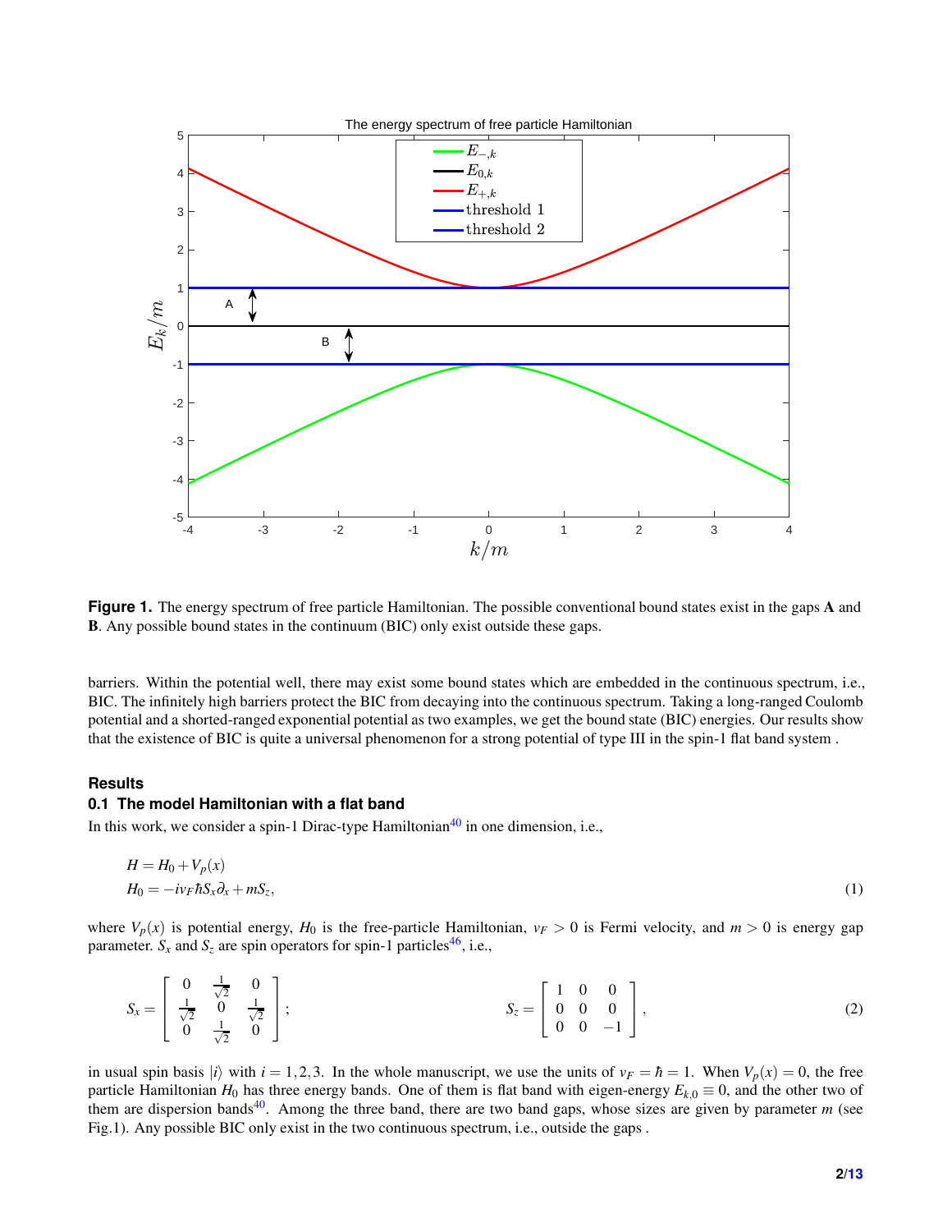**Figure 1.** The energy spectrum of free particle Hamiltonian. The possible conventional bound states exist in the gaps **A** and **B**. Any possible bound states in the continuum (BIC) only exist outside these gaps.

barriers. Within the potential well, there may exist some bound states which are embedded in the continuous spectrum, i.e., BIC. The infinitely high barriers protect the BIC from decaying into the continuous spectrum. Taking a long-ranged Coulomb potential and a shorted-ranged exponential potential as two examples, we get the bound state (BIC) energies. Our results show that the existence of BIC is quite a universal phenomenon for a strong potential of type III in the spin-1 flat band system .

## Results

### 0.1 The model Hamiltonian with a flat band

In this work, we consider a spin-1 Dirac-type Hamiltonian[40] in one dimension, i.e.,

$$
\begin{aligned}
H &= H_0 + V_p(x) \\
H_0 &= -iv_F\hbar S_x\partial_x + mS_z,
\end{aligned}
\tag{1}
$$

where $V_p(x)$ is potential energy, $H_0$ is the free-particle Hamiltonian, $v_F > 0$ is Fermi velocity, and $m > 0$ is energy gap parameter. $S_x$ and $S_z$ are spin operators for spin-1 particles[46], i.e.,

$$
S_x = \begin{bmatrix} 0 & \frac{1}{\sqrt{2}} & 0 \\ \frac{1}{\sqrt{2}} & 0 & \frac{1}{\sqrt{2}} \\ 0 & \frac{1}{\sqrt{2}} & 0 \end{bmatrix}; \qquad S_z = \begin{bmatrix} 1 & 0 & 0 \\ 0 & 0 & 0 \\ 0 & 0 & -1 \end{bmatrix},
\tag{2}
$$

in usual spin basis $|i\rangle$ with $i = 1,2,3$. In the whole manuscript, we use the units of $v_F = \hbar = 1$. When $V_p(x) = 0$, the free particle Hamiltonian $H_0$ has three energy bands. One of them is flat band with eigen-energy $E_{k,0} \equiv 0$, and the other two of them are dispersion bands[40]. Among the three band, there are two band gaps, whose sizes are given by parameter $m$ (see Fig.1). Any possible BIC only exist in the two continuous spectrum, i.e., outside the gaps .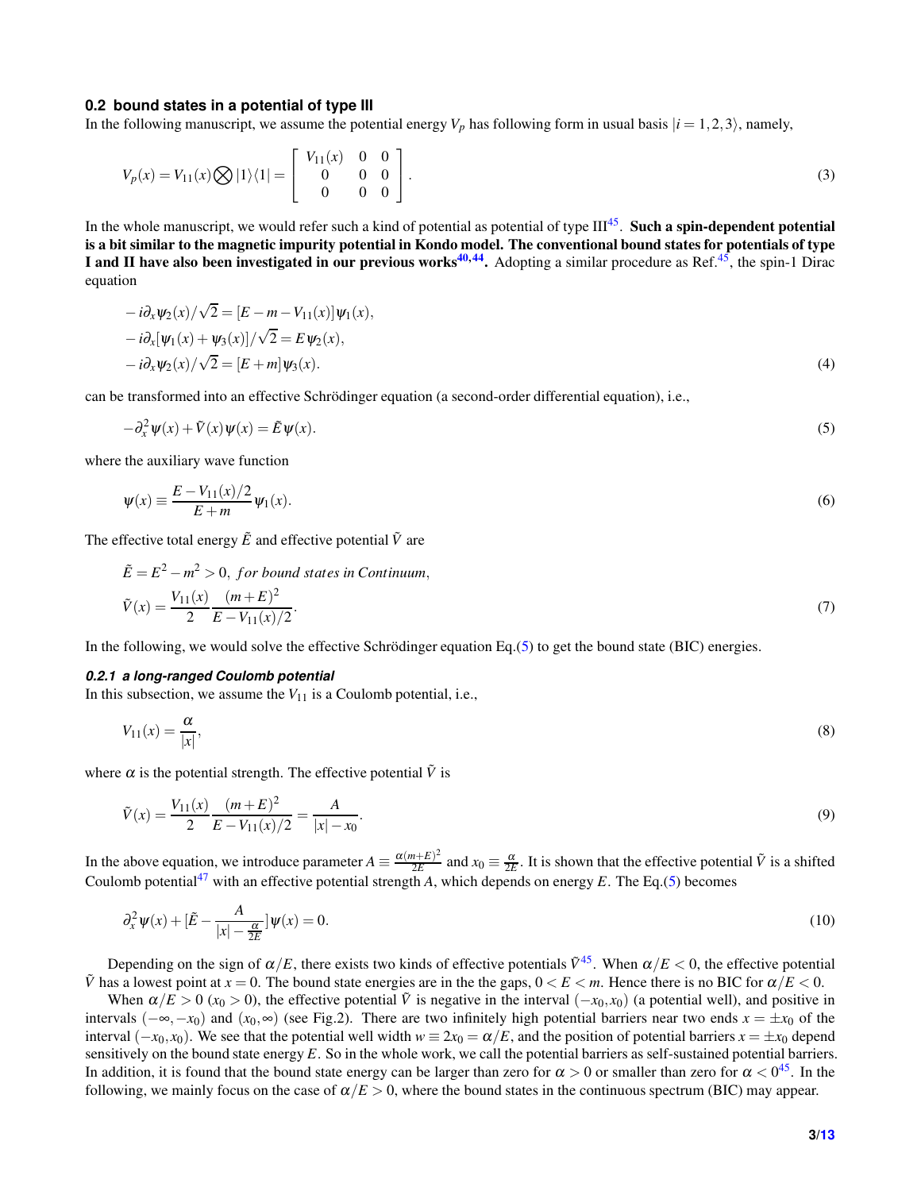## 0.2 bound states in a potential of type III

In the following manuscript, we assume the potential energy $V_p$ has following form in usual basis $|i=1,2,3\rangle$, namely,

$$V_p(x) = V_{11}(x) \bigotimes |1\rangle\langle 1| = \begin{bmatrix} V_{11}(x) & 0 & 0 \\ 0 & 0 & 0 \\ 0 & 0 & 0 \end{bmatrix}. \tag{3}$$

In the whole manuscript, we would refer such a kind of potential as potential of type III[45]. **Such a spin-dependent potential is a bit similar to the magnetic impurity potential in Kondo model. The conventional bound states for potentials of type I and II have also been investigated in our previous works[40,44].** Adopting a similar procedure as Ref.[45], the spin-1 Dirac equation

$$\begin{aligned}
&-i\partial_x \psi_2(x)/\sqrt{2} = [E - m - V_{11}(x)]\psi_1(x), \\
&-i\partial_x [\psi_1(x) + \psi_3(x)]/\sqrt{2} = E\psi_2(x), \\
&-i\partial_x \psi_2(x)/\sqrt{2} = [E + m]\psi_3(x).
\end{aligned} \tag{4}$$

can be transformed into an effective Schrödinger equation (a second-order differential equation), i.e.,

$$-\partial_x^2 \psi(x) + \tilde{V}(x)\psi(x) = \tilde{E}\psi(x). \tag{5}$$

where the auxiliary wave function

$$\psi(x) \equiv \frac{E - V_{11}(x)/2}{E + m}\psi_1(x). \tag{6}$$

The effective total energy $\tilde{E}$ and effective potential $\tilde{V}$ are

$$\begin{aligned}
&\tilde{E} = E^2 - m^2 > 0, \; for \; bound \; states \; in \; Continuum, \\
&\tilde{V}(x) = \frac{V_{11}(x)}{2}\frac{(m+E)^2}{E - V_{11}(x)/2}.
\end{aligned} \tag{7}$$

In the following, we would solve the effective Schrödinger equation Eq.(5) to get the bound state (BIC) energies.

### 0.2.1 a long-ranged Coulomb potential

In this subsection, we assume the $V_{11}$ is a Coulomb potential, i.e.,

$$V_{11}(x) = \frac{\alpha}{|x|}, \tag{8}$$

where $\alpha$ is the potential strength. The effective potential $\tilde{V}$ is

$$\tilde{V}(x) = \frac{V_{11}(x)}{2}\frac{(m+E)^2}{E - V_{11}(x)/2} = \frac{A}{|x| - x_0}. \tag{9}$$

In the above equation, we introduce parameter $A \equiv \frac{\alpha(m+E)^2}{2E}$ and $x_0 \equiv \frac{\alpha}{2E}$. It is shown that the effective potential $\tilde{V}$ is a shifted Coulomb potential[47] with an effective potential strength $A$, which depends on energy $E$. The Eq.(5) becomes

$$\partial_x^2 \psi(x) + [\tilde{E} - \frac{A}{|x| - \frac{\alpha}{2E}}]\psi(x) = 0. \tag{10}$$

Depending on the sign of $\alpha/E$, there exists two kinds of effective potentials $\tilde{V}$[45]. When $\alpha/E < 0$, the effective potential $\tilde{V}$ has a lowest point at $x = 0$. The bound state energies are in the the gaps, $0 < E < m$. Hence there is no BIC for $\alpha/E < 0$.

When $\alpha/E > 0$ ($x_0 > 0$), the effective potential $\tilde{V}$ is negative in the interval $(-x_0, x_0)$ (a potential well), and positive in intervals $(-\infty, -x_0)$ and $(x_0, \infty)$ (see Fig.2). There are two infinitely high potential barriers near two ends $x = \pm x_0$ of the interval $(-x_0, x_0)$. We see that the potential well width $w \equiv 2x_0 = \alpha/E$, and the position of potential barriers $x = \pm x_0$ depend sensitively on the bound state energy $E$. So in the whole work, we call the potential barriers as self-sustained potential barriers. In addition, it is found that the bound state energy can be larger than zero for $\alpha > 0$ or smaller than zero for $\alpha < 0$[45]. In the following, we mainly focus on the case of $\alpha/E > 0$, where the bound states in the continuous spectrum (BIC) may appear.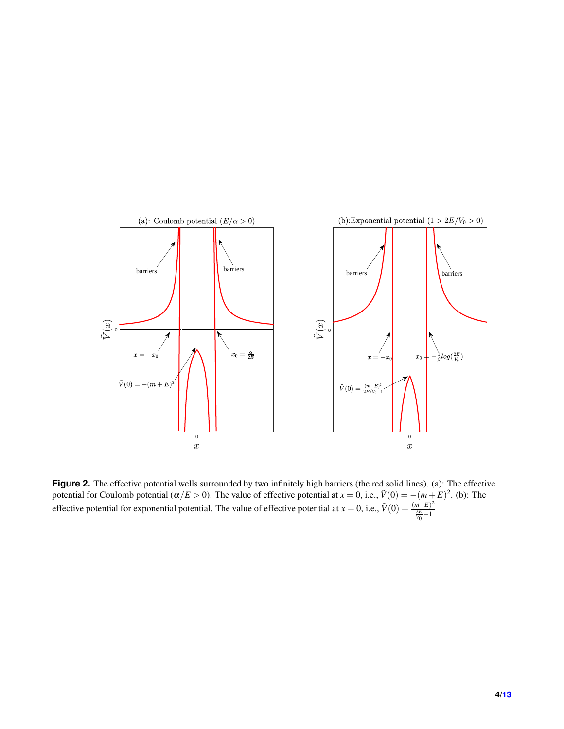**Figure 2.** The effective potential wells surrounded by two infinitely high barriers (the red solid lines). (a): The effective potential for Coulomb potential ($\alpha/E > 0$). The value of effective potential at $x = 0$, i.e., $\tilde{V}(0) = -(m+E)^2$. (b): The effective potential for exponential potential. The value of effective potential at $x = 0$, i.e., $\tilde{V}(0) = \frac{(m+E)^2}{\frac{2E}{V_0}-1}$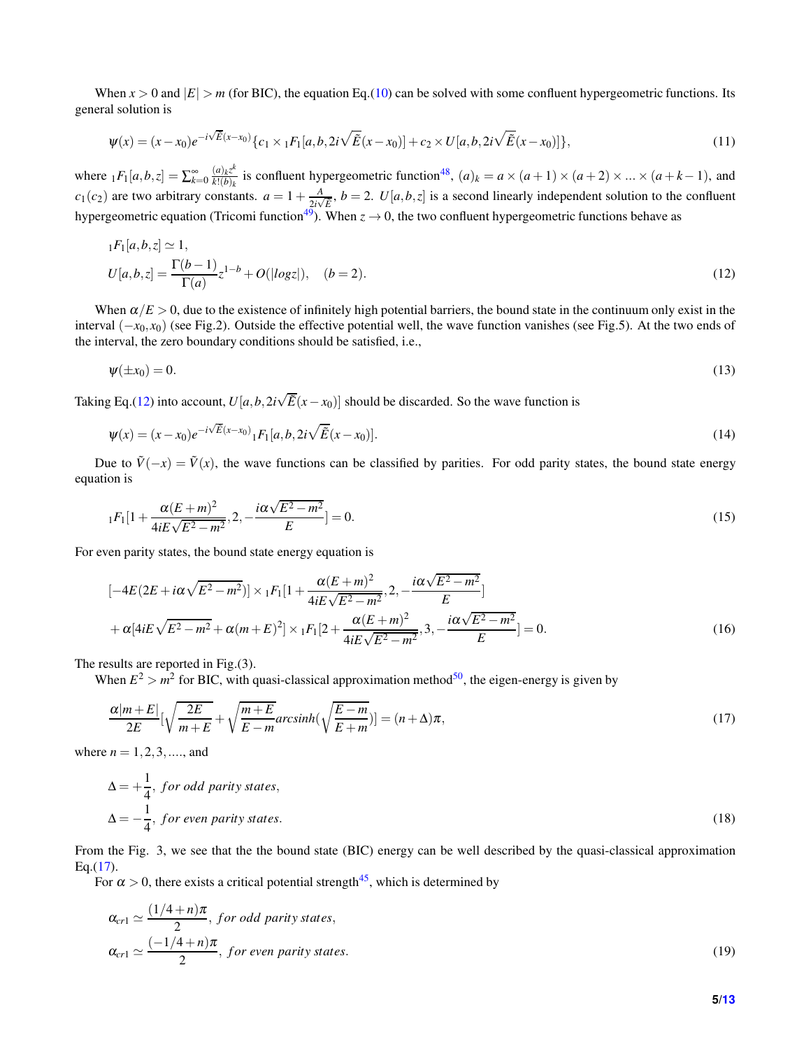When $x > 0$ and $|E| > m$ (for BIC), the equation Eq.(10) can be solved with some confluent hypergeometric functions. Its general solution is

$$\psi(x) = (x - x_0)e^{-i\sqrt{\tilde{E}}(x-x_0)}\{c_1 \times {}_1F_1[a, b, 2i\sqrt{\tilde{E}}(x - x_0)] + c_2 \times U[a, b, 2i\sqrt{\tilde{E}}(x - x_0)]\}, \tag{11}$$

where ${}_1F_1[a, b, z] = \sum_{k=0}^{\infty} \frac{(a)_k z^k}{k!(b)_k}$ is confluent hypergeometric function[48], $(a)_k = a \times (a+1) \times (a+2) \times ... \times (a+k-1)$, and $c_1 (c_2)$ are two arbitrary constants. $a = 1 + \frac{A}{2i\sqrt{\tilde{E}}}$, $b = 2$. $U[a, b, z]$ is a second linearly independent solution to the confluent hypergeometric equation (Tricomi function[49]). When $z \to 0$, the two confluent hypergeometric functions behave as

$$\begin{aligned}
&{}_1F_1[a, b, z] \simeq 1, \\
&U[a, b, z] = \frac{\Gamma(b-1)}{\Gamma(a)} z^{1-b} + O(|log z|), \quad (b = 2).
\end{aligned} \tag{12}$$

When $\alpha/E > 0$, due to the existence of infinitely high potential barriers, the bound state in the continuum only exist in the interval $(-x_0, x_0)$ (see Fig.2). Outside the effective potential well, the wave function vanishes (see Fig.5). At the two ends of the interval, the zero boundary conditions should be satisfied, i.e.,

$$\psi(\pm x_0) = 0. \tag{13}$$

Taking Eq.(12) into account, $U[a, b, 2i\sqrt{\tilde{E}}(x - x_0)]$ should be discarded. So the wave function is

$$\psi(x) = (x - x_0)e^{-i\sqrt{\tilde{E}}(x-x_0)} {}_1F_1[a, b, 2i\sqrt{\tilde{E}}(x - x_0)]. \tag{14}$$

Due to $\tilde{V}(-x) = \tilde{V}(x)$, the wave functions can be classified by parities. For odd parity states, the bound state energy equation is

$${}_1F_1[1 + \frac{\alpha(E+m)^2}{4iE\sqrt{E^2 - m^2}}, 2, -\frac{i\alpha\sqrt{E^2 - m^2}}{E}] = 0. \tag{15}$$

For even parity states, the bound state energy equation is

$$\begin{aligned}
&[-4E(2E + i\alpha\sqrt{E^2 - m^2})] \times {}_1F_1[1 + \frac{\alpha(E+m)^2}{4iE\sqrt{E^2 - m^2}}, 2, -\frac{i\alpha\sqrt{E^2 - m^2}}{E}] \\
&+ \alpha[4iE\sqrt{E^2 - m^2} + \alpha(m+E)^2] \times {}_1F_1[2 + \frac{\alpha(E+m)^2}{4iE\sqrt{E^2 - m^2}}, 3, -\frac{i\alpha\sqrt{E^2 - m^2}}{E}] = 0.
\end{aligned} \tag{16}$$

The results are reported in Fig.(3).

When $E^2 > m^2$ for BIC, with quasi-classical approximation method[50], the eigen-energy is given by

$$\frac{\alpha|m+E|}{2E}[\sqrt{\frac{2E}{m+E}} + \sqrt{\frac{m+E}{E-m}} arcsinh(\sqrt{\frac{E-m}{E+m}})] = (n + \Delta)\pi, \tag{17}$$

where $n = 1, 2, 3, ....$, and

$$\begin{aligned}
&\Delta = +\frac{1}{4}, \; for\ odd\ parity\ states, \\
&\Delta = -\frac{1}{4}, \; for\ even\ parity\ states.
\end{aligned} \tag{18}$$

From the Fig. 3, we see that the the bound state (BIC) energy can be well described by the quasi-classical approximation Eq.(17).

For $\alpha > 0$, there exists a critical potential strength[45], which is determined by

$$\begin{aligned}
&\alpha_{cr1} \simeq \frac{(1/4 + n)\pi}{2}, \; for\ odd\ parity\ states, \\
&\alpha_{cr1} \simeq \frac{(-1/4 + n)\pi}{2}, \; for\ even\ parity\ states.
\end{aligned} \tag{19}$$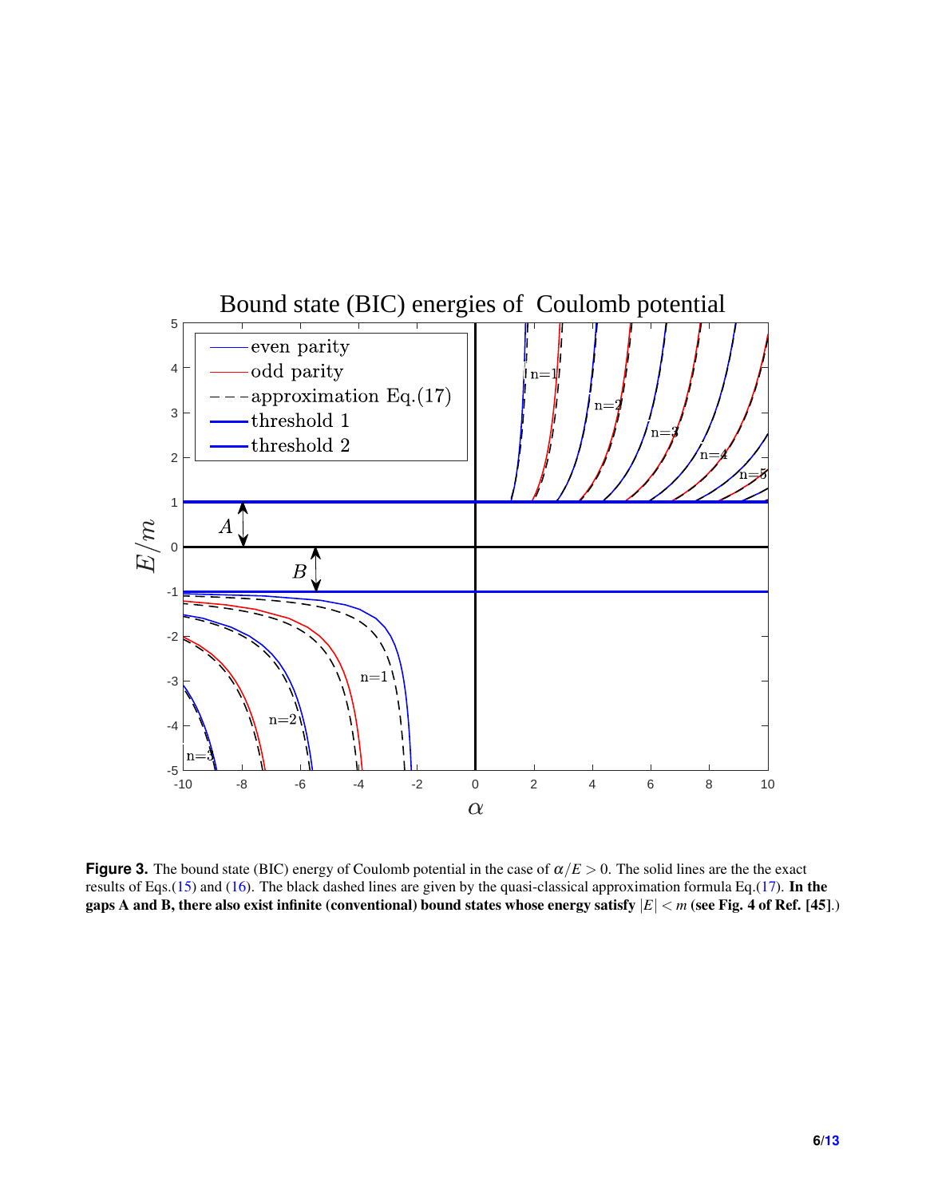**Figure 3.** The bound state (BIC) energy of Coulomb potential in the case of $\alpha/E > 0$. The solid lines are the the exact results of Eqs.(15) and (16). The black dashed lines are given by the quasi-classical approximation formula Eq.(17). **In the gaps A and B, there also exist infinite (conventional) bound states whose energy satisfy $|E| < m$ (see Fig. 4 of Ref. [45].**)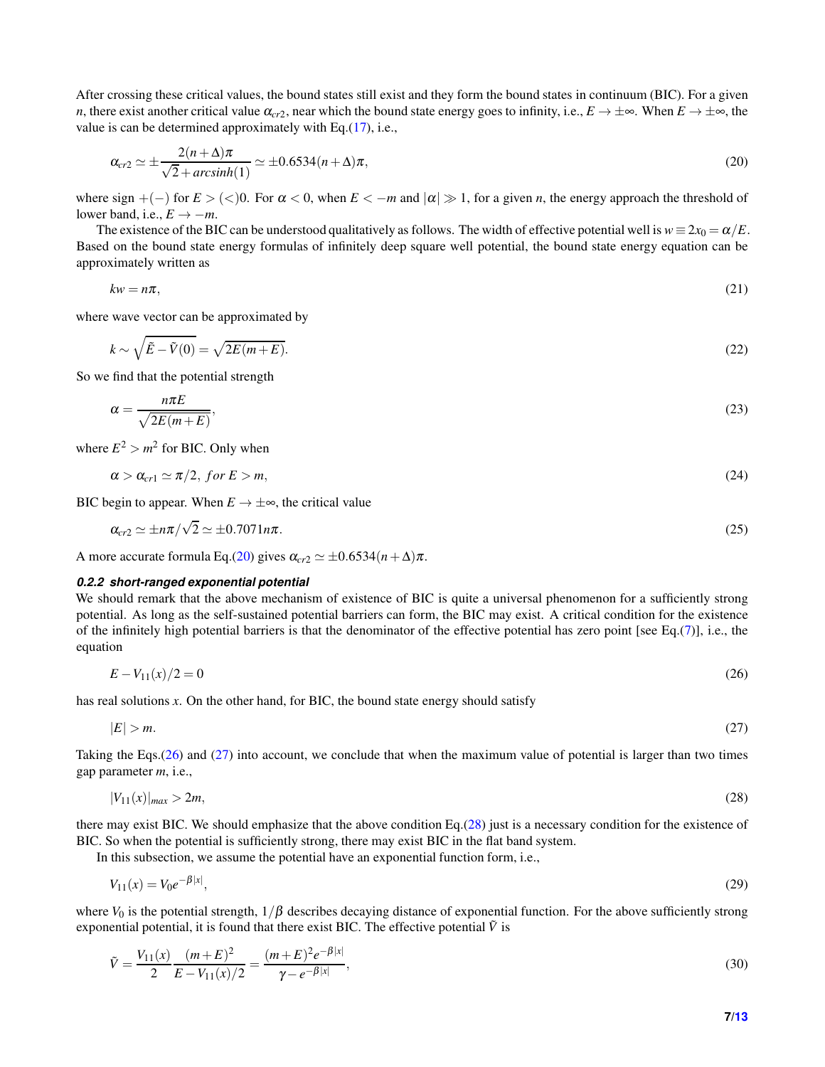After crossing these critical values, the bound states still exist and they form the bound states in continuum (BIC). For a given $n$, there exist another critical value $\alpha_{cr2}$, near which the bound state energy goes to infinity, i.e., $E \to \pm\infty$. When $E \to \pm\infty$, the value is can be determined approximately with Eq.(17), i.e.,

$$\alpha_{cr2} \simeq \pm \frac{2(n+\Delta)\pi}{\sqrt{2} + arcsinh(1)} \simeq \pm 0.6534(n+\Delta)\pi, \tag{20}$$

where sign $+(-)$ for $E > (<) 0$. For $\alpha < 0$, when $E < -m$ and $|\alpha| \gg 1$, for a given $n$, the energy approach the threshold of lower band, i.e., $E \to -m$.

The existence of the BIC can be understood qualitatively as follows. The width of effective potential well is $w \equiv 2x_0 = \alpha/E$. Based on the bound state energy formulas of infinitely deep square well potential, the bound state energy equation can be approximately written as

$$kw = n\pi, \tag{21}$$

where wave vector can be approximated by

$$k \sim \sqrt{\tilde{E} - \tilde{V}(0)} = \sqrt{2E(m+E)}. \tag{22}$$

So we find that the potential strength

$$\alpha = \frac{n\pi E}{\sqrt{2E(m+E)}}, \tag{23}$$

where $E^2 > m^2$ for BIC. Only when

$$\alpha > \alpha_{cr1} \simeq \pi/2, \; for \; E > m, \tag{24}$$

BIC begin to appear. When $E \to \pm\infty$, the critical value

$$\alpha_{cr2} \simeq \pm n\pi/\sqrt{2} \simeq \pm 0.7071 n\pi. \tag{25}$$

A more accurate formula Eq.(20) gives $\alpha_{cr2} \simeq \pm 0.6534(n+\Delta)\pi$.

#### 0.2.2 short-ranged exponential potential

We should remark that the above mechanism of existence of BIC is quite a universal phenomenon for a sufficiently strong potential. As long as the self-sustained potential barriers can form, the BIC may exist. A critical condition for the existence of the infinitely high potential barriers is that the denominator of the effective potential has zero point [see Eq.(7)], i.e., the equation

$$E - V_{11}(x)/2 = 0 \tag{26}$$

has real solutions $x$. On the other hand, for BIC, the bound state energy should satisfy

$$|E| > m. \tag{27}$$

Taking the Eqs.(26) and (27) into account, we conclude that when the maximum value of potential is larger than two times gap parameter $m$, i.e.,

$$|V_{11}(x)|_{max} > 2m, \tag{28}$$

there may exist BIC. We should emphasize that the above condition Eq.(28) just is a necessary condition for the existence of BIC. So when the potential is sufficiently strong, there may exist BIC in the flat band system.

In this subsection, we assume the potential have an exponential function form, i.e.,

$$V_{11}(x) = V_0 e^{-\beta|x|}, \tag{29}$$

where $V_0$ is the potential strength, $1/\beta$ describes decaying distance of exponential function. For the above sufficiently strong exponential potential, it is found that there exist BIC. The effective potential $\tilde{V}$ is

$$\tilde{V} = \frac{V_{11}(x)}{2} \frac{(m+E)^2}{E - V_{11}(x)/2} = \frac{(m+E)^2 e^{-\beta|x|}}{\gamma - e^{-\beta|x|}}, \tag{30}$$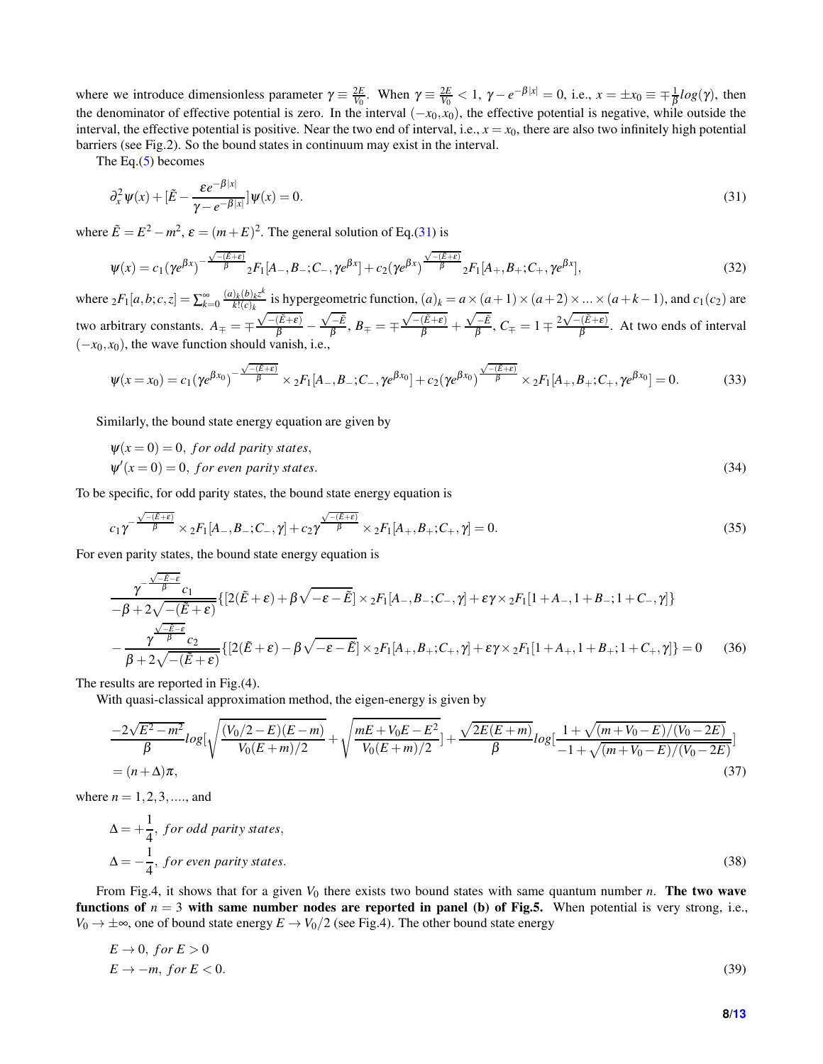where we introduce dimensionless parameter $\gamma \equiv \frac{2E}{V_0}$. When $\gamma \equiv \frac{2E}{V_0} < 1$, $\gamma - e^{-\beta|x|} = 0$, i.e., $x = \pm x_0 \equiv \mp\frac{1}{\beta}log(\gamma)$, then the denominator of effective potential is zero. In the interval $(-x_0, x_0)$, the effective potential is negative, while outside the interval, the effective potential is positive. Near the two end of interval, i.e., $x = x_0$, there are also two infinitely high potential barriers (see Fig.2). So the bound states in continuum may exist in the interval.

The Eq.(5) becomes

$$\partial_x^2 \psi(x) + [\tilde{E} - \frac{\varepsilon e^{-\beta|x|}}{\gamma - e^{-\beta|x|}}]\psi(x) = 0. \tag{31}$$

where $\tilde{E} = E^2 - m^2$, $\varepsilon = (m+E)^2$. The general solution of Eq.(31) is

$$\psi(x) = c_1(\gamma e^{\beta x})^{-\frac{\sqrt{-(\tilde{E}+\varepsilon)}}{\beta}} {}_2F_1[A_-, B_-; C_-, \gamma e^{\beta x}] + c_2(\gamma e^{\beta x})^{\frac{\sqrt{-(\tilde{E}+\varepsilon)}}{\beta}} {}_2F_1[A_+, B_+; C_+, \gamma e^{\beta x}], \tag{32}$$

where ${}_2F_1[a,b;c,z] = \sum_{k=0}^{\infty}\frac{(a)_k(b)_k z^k}{k!(c)_k}$ is hypergeometric function, $(a)_k = a\times(a+1)\times(a+2)\times...\times(a+k-1)$, and $c_1(c_2)$ are two arbitrary constants. $A_\mp = \mp\frac{\sqrt{-(\tilde{E}+\varepsilon)}}{\beta} - \frac{\sqrt{-\tilde{E}}}{\beta}$, $B_\mp = \mp\frac{\sqrt{-(\tilde{E}+\varepsilon)}}{\beta} + \frac{\sqrt{-\tilde{E}}}{\beta}$, $C_\mp = 1 \mp \frac{2\sqrt{-(\tilde{E}+\varepsilon)}}{\beta}$. At two ends of interval $(-x_0, x_0)$, the wave function should vanish, i.e.,

$$\psi(x = x_0) = c_1(\gamma e^{\beta x_0})^{-\frac{\sqrt{-(\tilde{E}+\varepsilon)}}{\beta}} \times {}_2F_1[A_-, B_-; C_-, \gamma e^{\beta x_0}] + c_2(\gamma e^{\beta x_0})^{\frac{\sqrt{-(\tilde{E}+\varepsilon)}}{\beta}} \times {}_2F_1[A_+, B_+; C_+, \gamma e^{\beta x_0}] = 0. \tag{33}$$

Similarly, the bound state energy equation are given by

$$\psi(x=0) = 0, \; for \; odd \; parity \; states,$$
$$\psi'(x=0) = 0, \; for \; even \; parity \; states. \tag{34}$$

To be specific, for odd parity states, the bound state energy equation is

$$c_1\gamma^{-\frac{\sqrt{-(\tilde{E}+\varepsilon)}}{\beta}} \times {}_2F_1[A_-, B_-; C_-, \gamma] + c_2\gamma^{\frac{\sqrt{-(\tilde{E}+\varepsilon)}}{\beta}} \times {}_2F_1[A_+, B_+; C_+, \gamma] = 0. \tag{35}$$

For even parity states, the bound state energy equation is

$$\frac{\gamma^{-\frac{\sqrt{-\tilde{E}-\varepsilon}}{\beta}} c_1}{-\beta + 2\sqrt{-(\tilde{E}+\varepsilon)}}\{[2(\tilde{E}+\varepsilon) + \beta\sqrt{-\varepsilon-\tilde{E}}] \times {}_2F_1[A_-, B_-; C_-, \gamma] + \varepsilon\gamma \times {}_2F_1[1+A_-, 1+B_-; 1+C_-, \gamma]\}$$
$$- \frac{\gamma^{\frac{\sqrt{-\tilde{E}-\varepsilon}}{\beta}} c_2}{\beta + 2\sqrt{-(\tilde{E}+\varepsilon)}}\{[2(\tilde{E}+\varepsilon) - \beta\sqrt{-\varepsilon-\tilde{E}}] \times {}_2F_1[A_+, B_+; C_+, \gamma] + \varepsilon\gamma \times {}_2F_1[1+A_+, 1+B_+; 1+C_+, \gamma]\} = 0 \tag{36}$$

The results are reported in Fig.(4).

With quasi-classical approximation method, the eigen-energy is given by

$$\frac{-2\sqrt{E^2-m^2}}{\beta} log[\sqrt{\frac{(V_0/2-E)(E-m)}{V_0(E+m)/2}} + \sqrt{\frac{mE+V_0E-E^2}{V_0(E+m)/2}}] + \frac{\sqrt{2E(E+m)}}{\beta} log[\frac{1+\sqrt{(m+V_0-E)/(V_0-2E)}}{-1+\sqrt{(m+V_0-E)/(V_0-2E)}}]$$
$$= (n+\Delta)\pi, \tag{37}$$

where $n = 1, 2, 3, ....$, and

$$\Delta = +\frac{1}{4}, \; for \; odd \; parity \; states,$$
$$\Delta = -\frac{1}{4}, \; for \; even \; parity \; states. \tag{38}$$

From Fig.4, it shows that for a given $V_0$ there exists two bound states with same quantum number $n$. **The two wave functions of $n = 3$ with same number nodes are reported in panel (b) of Fig.5.** When potential is very strong, i.e., $V_0 \to \pm\infty$, one of bound state energy $E \to V_0/2$ (see Fig.4). The other bound state energy

$$E \to 0, \; for \; E > 0$$
$$E \to -m, \; for \; E < 0. \tag{39}$$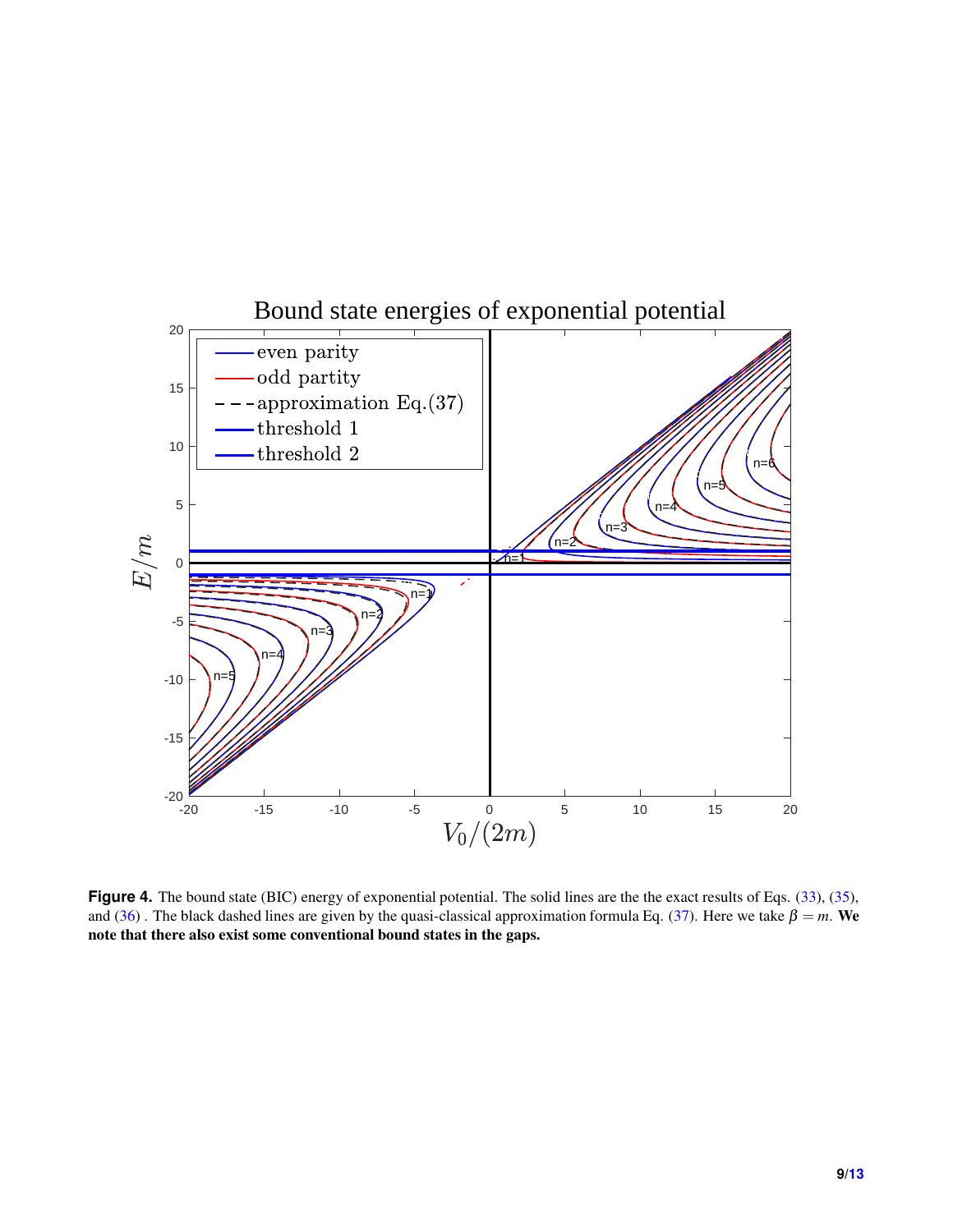**Figure 4.** The bound state (BIC) energy of exponential potential. The solid lines are the the exact results of Eqs. (33), (35), and (36) . The black dashed lines are given by the quasi-classical approximation formula Eq. (37). Here we take $\beta = m$. **We note that there also exist some conventional bound states in the gaps.**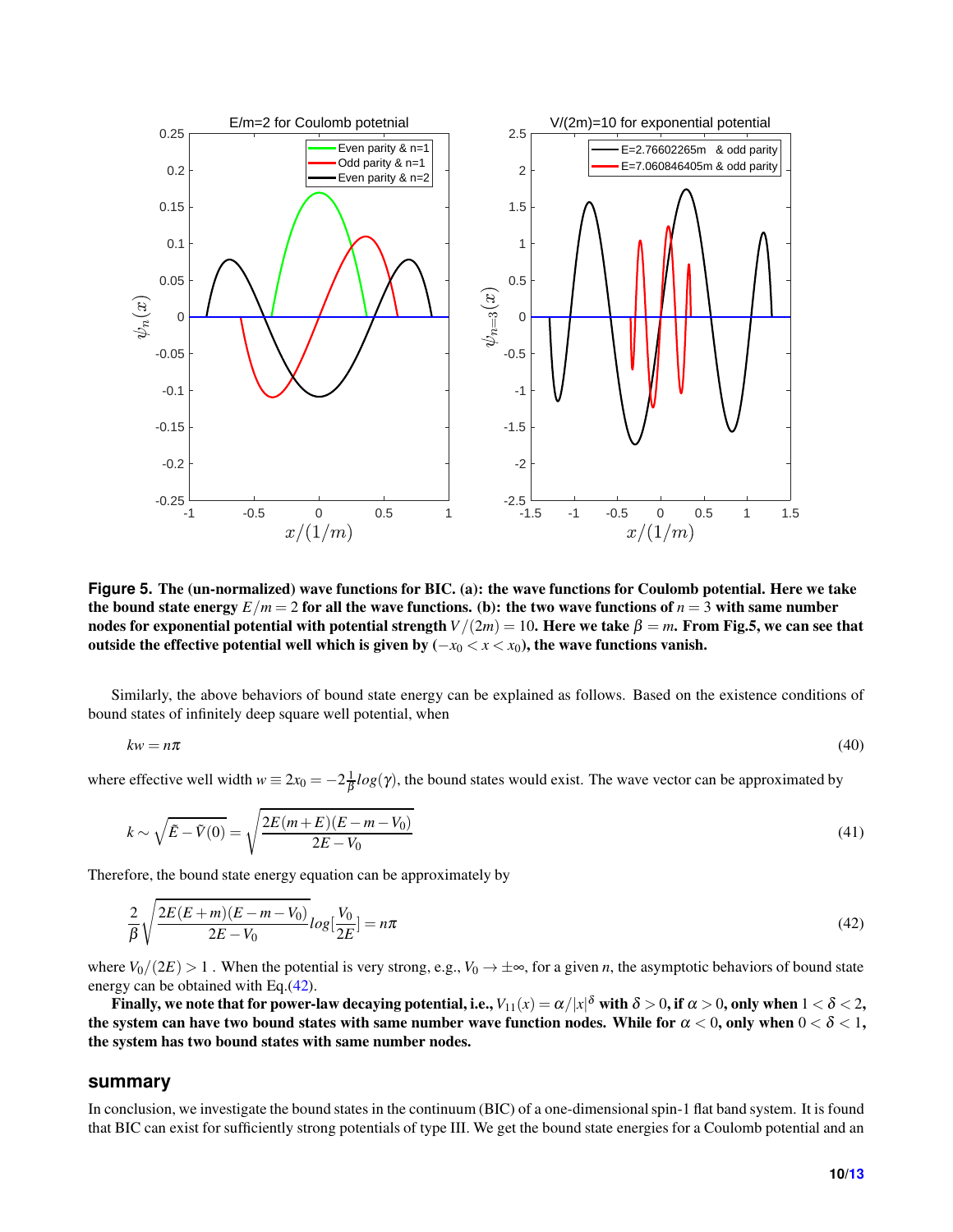**Figure 5. The (un-normalized) wave functions for BIC. (a): the wave functions for Coulomb potential. Here we take the bound state energy $E/m = 2$ for all the wave functions. (b): the two wave functions of $n = 3$ with same number nodes for exponential potential with potential strength $V/(2m) = 10$. Here we take $\beta = m$. From Fig.5, we can see that outside the effective potential well which is given by ($-x_0 < x < x_0$), the wave functions vanish.**

Similarly, the above behaviors of bound state energy can be explained as follows. Based on the existence conditions of bound states of infinitely deep square well potential, when

$$kw = n\pi \tag{40}$$

where effective well width $w \equiv 2x_0 = -2\frac{1}{\beta}log(\gamma)$, the bound states would exist. The wave vector can be approximated by

$$k \sim \sqrt{\tilde{E} - \tilde{V}(0)} = \sqrt{\frac{2E(m+E)(E-m-V_0)}{2E-V_0}} \tag{41}$$

Therefore, the bound state energy equation can be approximately by

$$\frac{2}{\beta}\sqrt{\frac{2E(E+m)(E-m-V_0)}{2E-V_0}}log[\frac{V_0}{2E}] = n\pi \tag{42}$$

where $V_0/(2E) > 1$ . When the potential is very strong, e.g., $V_0 \to \pm\infty$, for a given $n$, the asymptotic behaviors of bound state energy can be obtained with Eq.(42).

**Finally, we note that for power-law decaying potential, i.e., $V_{11}(x) = \alpha/|x|^{\delta}$ with $\delta > 0$, if $\alpha > 0$, only when $1 < \delta < 2$, the system can have two bound states with same number wave function nodes. While for $\alpha < 0$, only when $0 < \delta < 1$, the system has two bound states with same number nodes.**

## summary

In conclusion, we investigate the bound states in the continuum (BIC) of a one-dimensional spin-1 flat band system. It is found that BIC can exist for sufficiently strong potentials of type III. We get the bound state energies for a Coulomb potential and an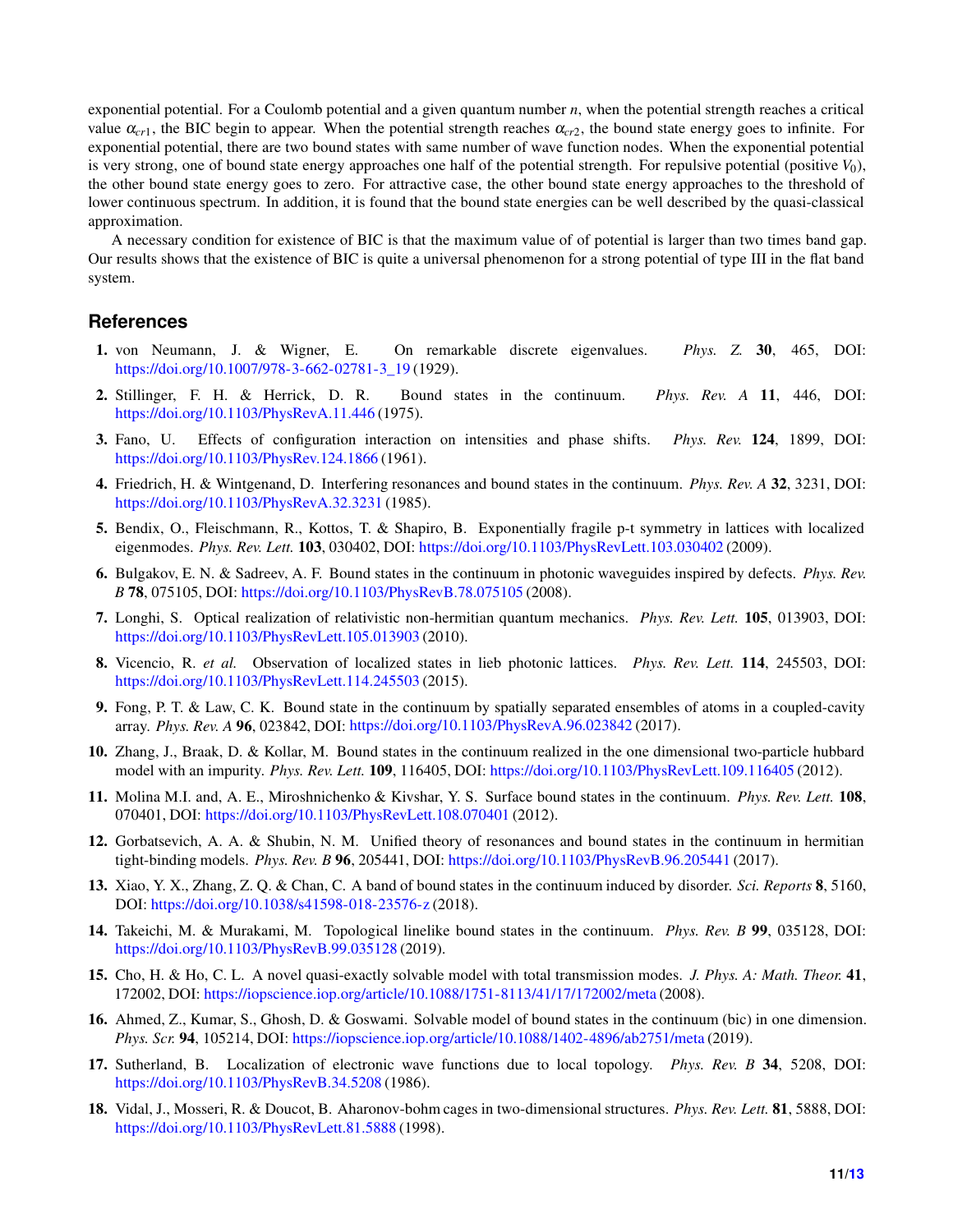exponential potential. For a Coulomb potential and a given quantum number $n$, when the potential strength reaches a critical value $\alpha_{cr1}$, the BIC begin to appear. When the potential strength reaches $\alpha_{cr2}$, the bound state energy goes to infinite. For exponential potential, there are two bound states with same number of wave function nodes. When the exponential potential is very strong, one of bound state energy approaches one half of the potential strength. For repulsive potential (positive $V_0$), the other bound state energy goes to zero. For attractive case, the other bound state energy approaches to the threshold of lower continuous spectrum. In addition, it is found that the bound state energies can be well described by the quasi-classical approximation.

A necessary condition for existence of BIC is that the maximum value of of potential is larger than two times band gap. Our results shows that the existence of BIC is quite a universal phenomenon for a strong potential of type III in the flat band system.

## References

1. von Neumann, J. & Wigner, E. On remarkable discrete eigenvalues. *Phys. Z.* **30**, 465, DOI: https://doi.org/10.1007/978-3-662-02781-3_19 (1929).
2. Stillinger, F. H. & Herrick, D. R. Bound states in the continuum. *Phys. Rev. A* **11**, 446, DOI: https://doi.org/10.1103/PhysRevA.11.446 (1975).
3. Fano, U. Effects of configuration interaction on intensities and phase shifts. *Phys. Rev.* **124**, 1899, DOI: https://doi.org/10.1103/PhysRev.124.1866 (1961).
4. Friedrich, H. & Wintgenand, D. Interfering resonances and bound states in the continuum. *Phys. Rev. A* **32**, 3231, DOI: https://doi.org/10.1103/PhysRevA.32.3231 (1985).
5. Bendix, O., Fleischmann, R., Kottos, T. & Shapiro, B. Exponentially fragile p-t symmetry in lattices with localized eigenmodes. *Phys. Rev. Lett.* **103**, 030402, DOI: https://doi.org/10.1103/PhysRevLett.103.030402 (2009).
6. Bulgakov, E. N. & Sadreev, A. F. Bound states in the continuum in photonic waveguides inspired by defects. *Phys. Rev. B* **78**, 075105, DOI: https://doi.org/10.1103/PhysRevB.78.075105 (2008).
7. Longhi, S. Optical realization of relativistic non-hermitian quantum mechanics. *Phys. Rev. Lett.* **105**, 013903, DOI: https://doi.org/10.1103/PhysRevLett.105.013903 (2010).
8. Vicencio, R. *et al.* Observation of localized states in lieb photonic lattices. *Phys. Rev. Lett.* **114**, 245503, DOI: https://doi.org/10.1103/PhysRevLett.114.245503 (2015).
9. Fong, P. T. & Law, C. K. Bound state in the continuum by spatially separated ensembles of atoms in a coupled-cavity array. *Phys. Rev. A* **96**, 023842, DOI: https://doi.org/10.1103/PhysRevA.96.023842 (2017).
10. Zhang, J., Braak, D. & Kollar, M. Bound states in the continuum realized in the one dimensional two-particle hubbard model with an impurity. *Phys. Rev. Lett.* **109**, 116405, DOI: https://doi.org/10.1103/PhysRevLett.109.116405 (2012).
11. Molina M.I. and, A. E., Miroshnichenko & Kivshar, Y. S. Surface bound states in the continuum. *Phys. Rev. Lett.* **108**, 070401, DOI: https://doi.org/10.1103/PhysRevLett.108.070401 (2012).
12. Gorbatsevich, A. A. & Shubin, N. M. Unified theory of resonances and bound states in the continuum in hermitian tight-binding models. *Phys. Rev. B* **96**, 205441, DOI: https://doi.org/10.1103/PhysRevB.96.205441 (2017).
13. Xiao, Y. X., Zhang, Z. Q. & Chan, C. A band of bound states in the continuum induced by disorder. *Sci. Reports* **8**, 5160, DOI: https://doi.org/10.1038/s41598-018-23576-z (2018).
14. Takeichi, M. & Murakami, M. Topological linelike bound states in the continuum. *Phys. Rev. B* **99**, 035128, DOI: https://doi.org/10.1103/PhysRevB.99.035128 (2019).
15. Cho, H. & Ho, C. L. A novel quasi-exactly solvable model with total transmission modes. *J. Phys. A: Math. Theor.* **41**, 172002, DOI: https://iopscience.iop.org/article/10.1088/1751-8113/41/17/172002/meta (2008).
16. Ahmed, Z., Kumar, S., Ghosh, D. & Goswami. Solvable model of bound states in the continuum (bic) in one dimension. *Phys. Scr.* **94**, 105214, DOI: https://iopscience.iop.org/article/10.1088/1402-4896/ab2751/meta (2019).
17. Sutherland, B. Localization of electronic wave functions due to local topology. *Phys. Rev. B* **34**, 5208, DOI: https://doi.org/10.1103/PhysRevB.34.5208 (1986).
18. Vidal, J., Mosseri, R. & Doucot, B. Aharonov-bohm cages in two-dimensional structures. *Phys. Rev. Lett.* **81**, 5888, DOI: https://doi.org/10.1103/PhysRevLett.81.5888 (1998).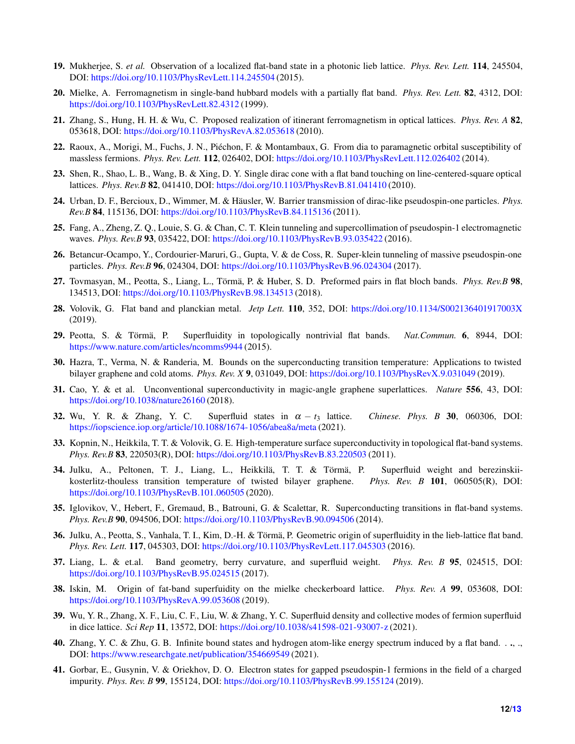**19.** Mukherjee, S. *et al.* Observation of a localized flat-band state in a photonic lieb lattice. *Phys. Rev. Lett.* **114**, 245504, DOI: https://doi.org/10.1103/PhysRevLett.114.245504 (2015).

**20.** Mielke, A. Ferromagnetism in single-band hubbard models with a partially flat band. *Phys. Rev. Lett.* **82**, 4312, DOI: https://doi.org/10.1103/PhysRevLett.82.4312 (1999).

**21.** Zhang, S., Hung, H. H. & Wu, C. Proposed realization of itinerant ferromagnetism in optical lattices. *Phys. Rev. A* **82**, 053618, DOI: https://doi.org/10.1103/PhysRevA.82.053618 (2010).

**22.** Raoux, A., Morigi, M., Fuchs, J. N., Piéchon, F. & Montambaux, G. From dia to paramagnetic orbital susceptibility of massless fermions. *Phys. Rev. Lett.* **112**, 026402, DOI: https://doi.org/10.1103/PhysRevLett.112.026402 (2014).

**23.** Shen, R., Shao, L. B., Wang, B. & Xing, D. Y. Single dirac cone with a flat band touching on line-centered-square optical lattices. *Phys. Rev.B* **82**, 041410, DOI: https://doi.org/10.1103/PhysRevB.81.041410 (2010).

**24.** Urban, D. F., Bercioux, D., Wimmer, M. & Häusler, W. Barrier transmission of dirac-like pseudospin-one particles. *Phys. Rev.B* **84**, 115136, DOI: https://doi.org/10.1103/PhysRevB.84.115136 (2011).

**25.** Fang, A., Zheng, Z. Q., Louie, S. G. & Chan, C. T. Klein tunneling and supercollimation of pseudospin-1 electromagnetic waves. *Phys. Rev.B* **93**, 035422, DOI: https://doi.org/10.1103/PhysRevB.93.035422 (2016).

**26.** Betancur-Ocampo, Y., Cordourier-Maruri, G., Gupta, V. & de Coss, R. Super-klein tunneling of massive pseudospin-one particles. *Phys. Rev.B* **96**, 024304, DOI: https://doi.org/10.1103/PhysRevB.96.024304 (2017).

**27.** Tovmasyan, M., Peotta, S., Liang, L., Törmä, P. & Huber, S. D. Preformed pairs in flat bloch bands. *Phys. Rev.B* **98**, 134513, DOI: https://doi.org/10.1103/PhysRevB.98.134513 (2018).

**28.** Volovik, G. Flat band and planckian metal. *Jetp Lett.* **110**, 352, DOI: https://doi.org/10.1134/S002136401917003X (2019).

**29.** Peotta, S. & Törmä, P. Superfluidity in topologically nontrivial flat bands. *Nat.Commun.* **6**, 8944, DOI: https://www.nature.com/articles/ncomms9944 (2015).

**30.** Hazra, T., Verma, N. & Randeria, M. Bounds on the superconducting transition temperature: Applications to twisted bilayer graphene and cold atoms. *Phys. Rev. X* **9**, 031049, DOI: https://doi.org/10.1103/PhysRevX.9.031049 (2019).

**31.** Cao, Y. & et al. Unconventional superconductivity in magic-angle graphene superlattices. *Nature* **556**, 43, DOI: https://doi.org/10.1038/nature26160 (2018).

**32.** Wu, Y. R. & Zhang, Y. C. Superfluid states in $\alpha - t_3$ lattice. *Chinese. Phys. B* **30**, 060306, DOI: https://iopscience.iop.org/article/10.1088/1674-1056/abea8a/meta (2021).

**33.** Kopnin, N., Heikkila, T. T. & Volovik, G. E. High-temperature surface superconductivity in topological flat-band systems. *Phys. Rev.B* **83**, 220503(R), DOI: https://doi.org/10.1103/PhysRevB.83.220503 (2011).

**34.** Julku, A., Peltonen, T. J., Liang, L., Heikkilä, T. T. & Törmä, P. Superfluid weight and berezinskii-kosterlitz-thouless transition temperature of twisted bilayer graphene. *Phys. Rev. B* **101**, 060505(R), DOI: https://doi.org/10.1103/PhysRevB.101.060505 (2020).

**35.** Iglovikov, V., Hebert, F., Gremaud, B., Batrouni, G. & Scalettar, R. Superconducting transitions in flat-band systems. *Phys. Rev.B* **90**, 094506, DOI: https://doi.org/10.1103/PhysRevB.90.094506 (2014).

**36.** Julku, A., Peotta, S., Vanhala, T. I., Kim, D.-H. & Törmä, P. Geometric origin of superfluidity in the lieb-lattice flat band. *Phys. Rev. Lett.* **117**, 045303, DOI: https://doi.org/10.1103/PhysRevLett.117.045303 (2016).

**37.** Liang, L. & et.al. Band geometry, berry curvature, and superfluid weight. *Phys. Rev. B* **95**, 024515, DOI: https://doi.org/10.1103/PhysRevB.95.024515 (2017).

**38.** Iskin, M. Origin of fat-band superfuidity on the mielke checkerboard lattice. *Phys. Rev. A* **99**, 053608, DOI: https://doi.org/10.1103/PhysRevA.99.053608 (2019).

**39.** Wu, Y. R., Zhang, X. F., Liu, C. F., Liu, W. & Zhang, Y. C. Superfluid density and collective modes of fermion superfluid in dice lattice. *Sci Rep* **11**, 13572, DOI: https://doi.org/10.1038/s41598-021-93007-z (2021).

**40.** Zhang, Y. C. & Zhu, G. B. Infinite bound states and hydrogen atom-like energy spectrum induced by a flat band. . **.**, ., DOI: https://www.researchgate.net/publication/354669549 (2021).

**41.** Gorbar, E., Gusynin, V. & Oriekhov, D. O. Electron states for gapped pseudospin-1 fermions in the field of a charged impurity. *Phys. Rev. B* **99**, 155124, DOI: https://doi.org/10.1103/PhysRevB.99.155124 (2019).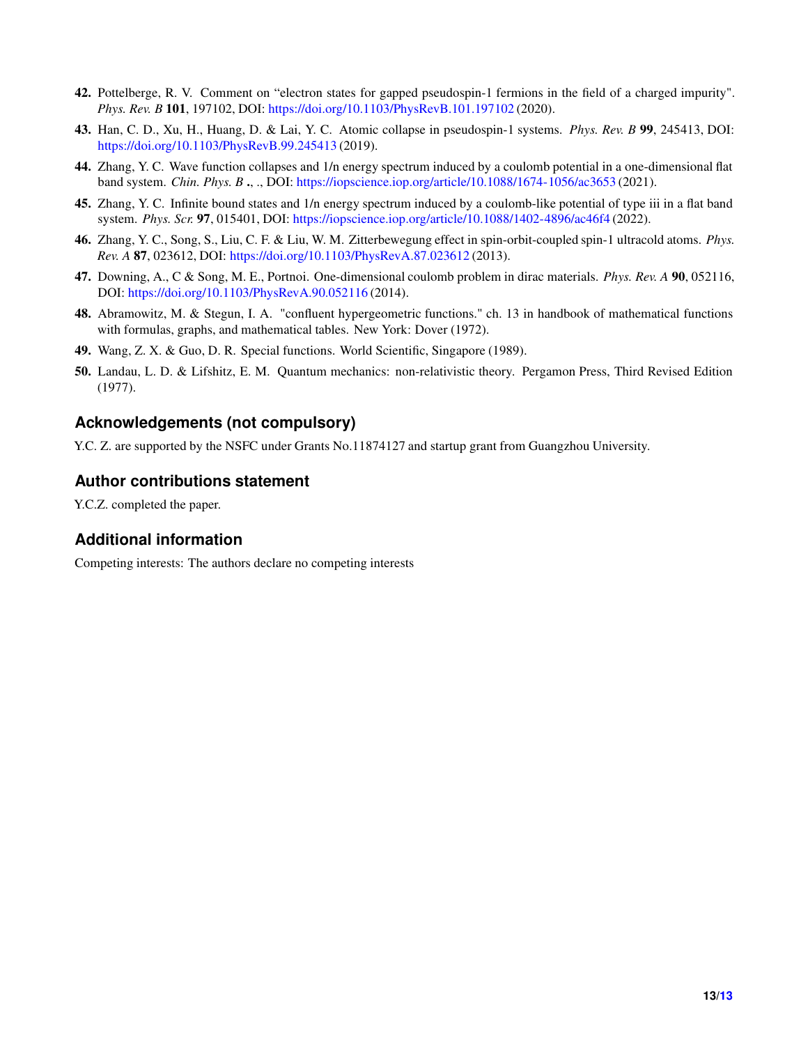42. Pottelberge, R. V. Comment on “electron states for gapped pseudospin-1 fermions in the field of a charged impurity". *Phys. Rev. B* **101**, 197102, DOI: https://doi.org/10.1103/PhysRevB.101.197102 (2020).

43. Han, C. D., Xu, H., Huang, D. & Lai, Y. C. Atomic collapse in pseudospin-1 systems. *Phys. Rev. B* **99**, 245413, DOI: https://doi.org/10.1103/PhysRevB.99.245413 (2019).

44. Zhang, Y. C. Wave function collapses and 1/n energy spectrum induced by a coulomb potential in a one-dimensional flat band system. *Chin. Phys. B* **.**, ., DOI: https://iopscience.iop.org/article/10.1088/1674-1056/ac3653 (2021).

45. Zhang, Y. C. Infinite bound states and 1/n energy spectrum induced by a coulomb-like potential of type iii in a flat band system. *Phys. Scr.* **97**, 015401, DOI: https://iopscience.iop.org/article/10.1088/1402-4896/ac46f4 (2022).

46. Zhang, Y. C., Song, S., Liu, C. F. & Liu, W. M. Zitterbewegung effect in spin-orbit-coupled spin-1 ultracold atoms. *Phys. Rev. A* **87**, 023612, DOI: https://doi.org/10.1103/PhysRevA.87.023612 (2013).

47. Downing, A., C & Song, M. E., Portnoi. One-dimensional coulomb problem in dirac materials. *Phys. Rev. A* **90**, 052116, DOI: https://doi.org/10.1103/PhysRevA.90.052116 (2014).

48. Abramowitz, M. & Stegun, I. A. "confluent hypergeometric functions." ch. 13 in handbook of mathematical functions with formulas, graphs, and mathematical tables. New York: Dover (1972).

49. Wang, Z. X. & Guo, D. R. Special functions. World Scientific, Singapore (1989).

50. Landau, L. D. & Lifshitz, E. M. Quantum mechanics: non-relativistic theory. Pergamon Press, Third Revised Edition (1977).

## Acknowledgements (not compulsory)

Y.C. Z. are supported by the NSFC under Grants No.11874127 and startup grant from Guangzhou University.

## Author contributions statement

Y.C.Z. completed the paper.

## Additional information

Competing interests: The authors declare no competing interests